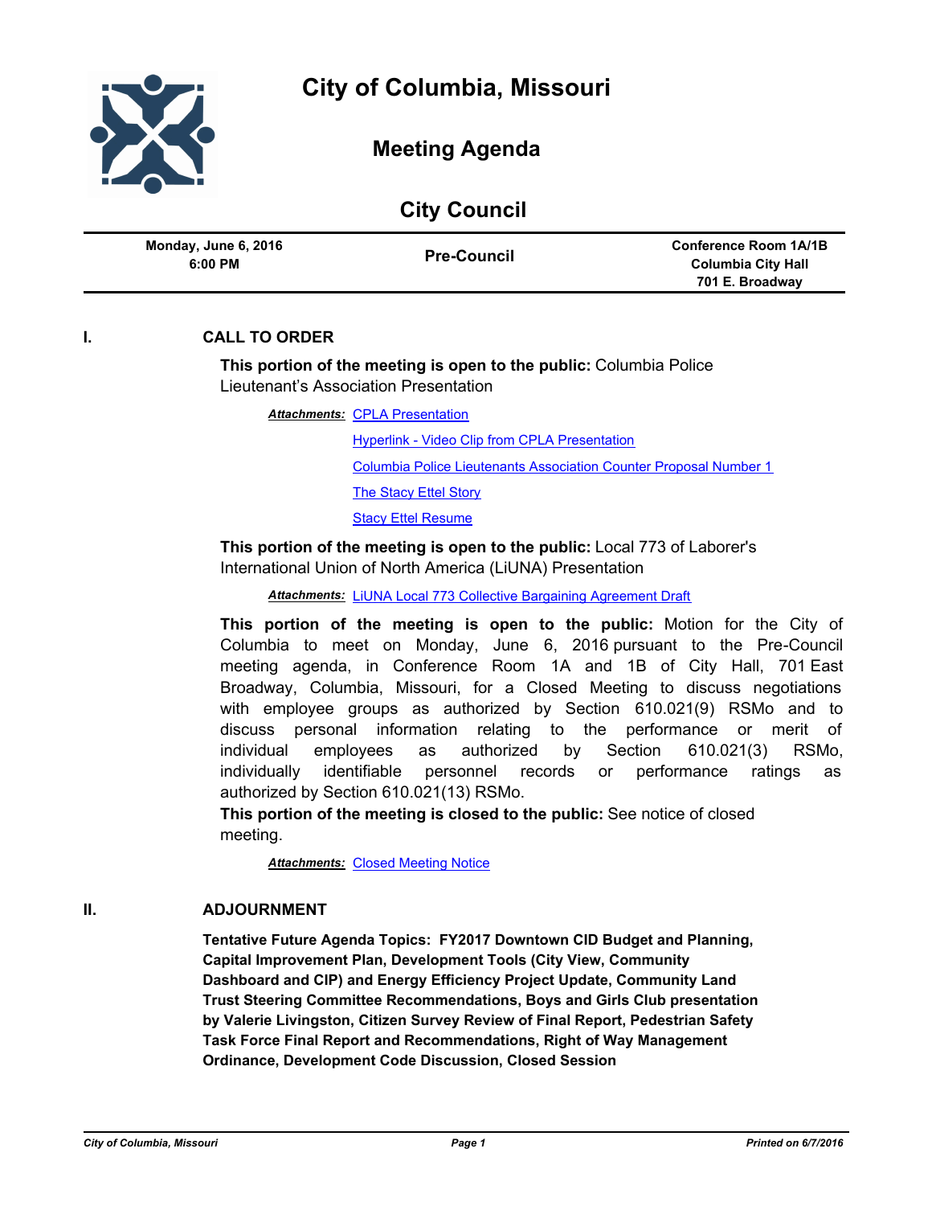# City of Columbia, Missouri

## Meeting Agenda

## City Council

| Monday, June 6, 2016 6:00 PM | Pre-Council | Conference Room 1A/1B Columbia City Hall 701 E. Broadway |
|---|---|---|

## I. CALL TO ORDER

**This portion of the meeting is open to the public:** Columbia Police Lieutenant's Association Presentation

***Attachments:*** CPLA Presentation
Hyperlink - Video Clip from CPLA Presentation
Columbia Police Lieutenants Association Counter Proposal Number 1
The Stacy Ettel Story
Stacy Ettel Resume

**This portion of the meeting is open to the public:** Local 773 of Laborer's International Union of North America (LiUNA) Presentation

***Attachments:*** LiUNA Local 773 Collective Bargaining Agreement Draft

**This portion of the meeting is open to the public:** Motion for the City of Columbia to meet on Monday, June 6, 2016 pursuant to the Pre-Council meeting agenda, in Conference Room 1A and 1B of City Hall, 701 East Broadway, Columbia, Missouri, for a Closed Meeting to discuss negotiations with employee groups as authorized by Section 610.021(9) RSMo and to discuss personal information relating to the performance or merit of individual employees as authorized by Section 610.021(3) RSMo, individually identifiable personnel records or performance ratings as authorized by Section 610.021(13) RSMo.

**This portion of the meeting is closed to the public:** See notice of closed meeting.

***Attachments:*** Closed Meeting Notice

## II. ADJOURNMENT

**Tentative Future Agenda Topics: FY2017 Downtown CID Budget and Planning, Capital Improvement Plan, Development Tools (City View, Community Dashboard and CIP) and Energy Efficiency Project Update, Community Land Trust Steering Committee Recommendations, Boys and Girls Club presentation by Valerie Livingston, Citizen Survey Review of Final Report, Pedestrian Safety Task Force Final Report and Recommendations, Right of Way Management Ordinance, Development Code Discussion, Closed Session**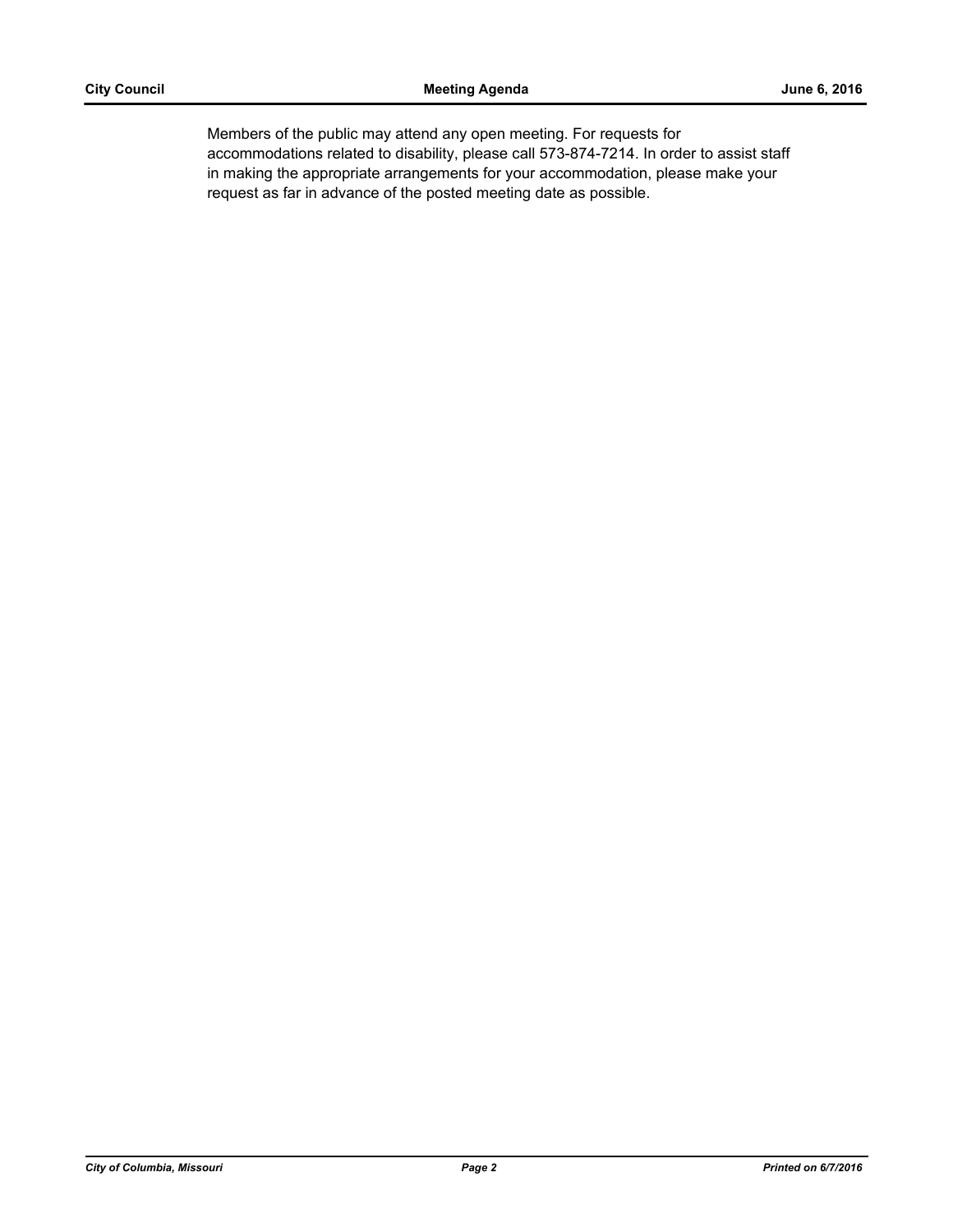Members of the public may attend any open meeting. For requests for accommodations related to disability, please call 573-874-7214. In order to assist staff in making the appropriate arrangements for your accommodation, please make your request as far in advance of the posted meeting date as possible.